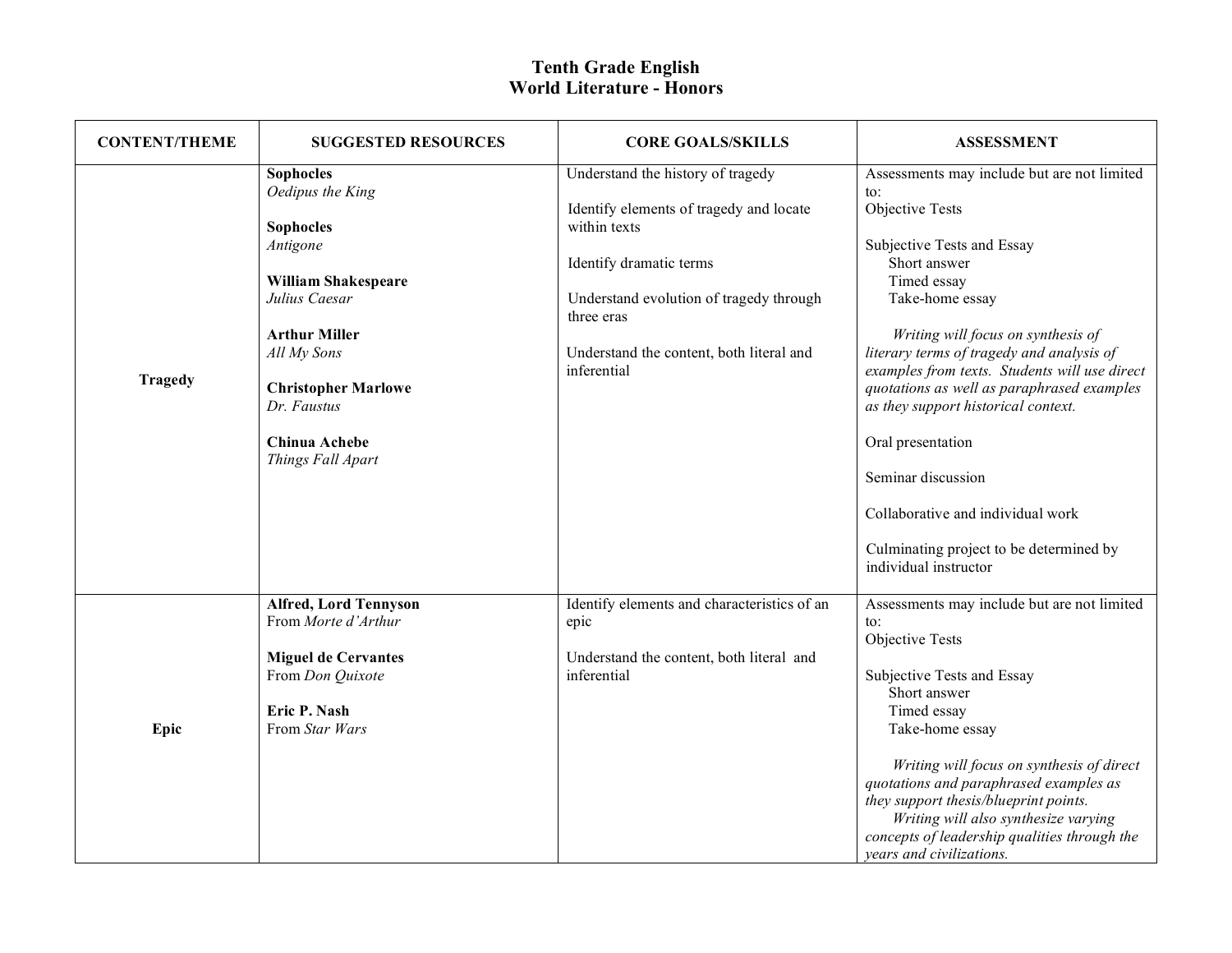# Tenth Grade English
## World Literature - Honors

| CONTENT/THEME | SUGGESTED RESOURCES | CORE GOALS/SKILLS | ASSESSMENT |
|---|---|---|---|
| **Tragedy** | **Sophocles**<br>*Oedipus the King*<br><br>**Sophocles**<br>*Antigone*<br><br>**William Shakespeare**<br>*Julius Caesar*<br><br>**Arthur Miller**<br>*All My Sons*<br><br>**Christopher Marlowe**<br>*Dr. Faustus*<br><br>**Chinua Achebe**<br>*Things Fall Apart* | Understand the history of tragedy<br><br>Identify elements of tragedy and locate within texts<br><br>Identify dramatic terms<br><br>Understand evolution of tragedy through three eras<br><br>Understand the content, both literal and inferential | Assessments may include but are not limited to:<br>Objective Tests<br><br>Subjective Tests and Essay<br>Short answer<br>Timed essay<br>Take-home essay<br><br>*Writing will focus on synthesis of literary terms of tragedy and analysis of examples from texts. Students will use direct quotations as well as paraphrased examples as they support historical context.*<br><br>Oral presentation<br><br>Seminar discussion<br><br>Collaborative and individual work<br><br>Culminating project to be determined by individual instructor |
| **Epic** | **Alfred, Lord Tennyson**<br>From *Morte d'Arthur*<br><br>**Miguel de Cervantes**<br>From *Don Quixote*<br><br>**Eric P. Nash**<br>From *Star Wars* | Identify elements and characteristics of an epic<br><br>Understand the content, both literal and inferential | Assessments may include but are not limited to:<br>Objective Tests<br><br>Subjective Tests and Essay<br>Short answer<br>Timed essay<br>Take-home essay<br><br>*Writing will focus on synthesis of direct quotations and paraphrased examples as they support thesis/blueprint points.*<br>*Writing will also synthesize varying concepts of leadership qualities through the years and civilizations.* |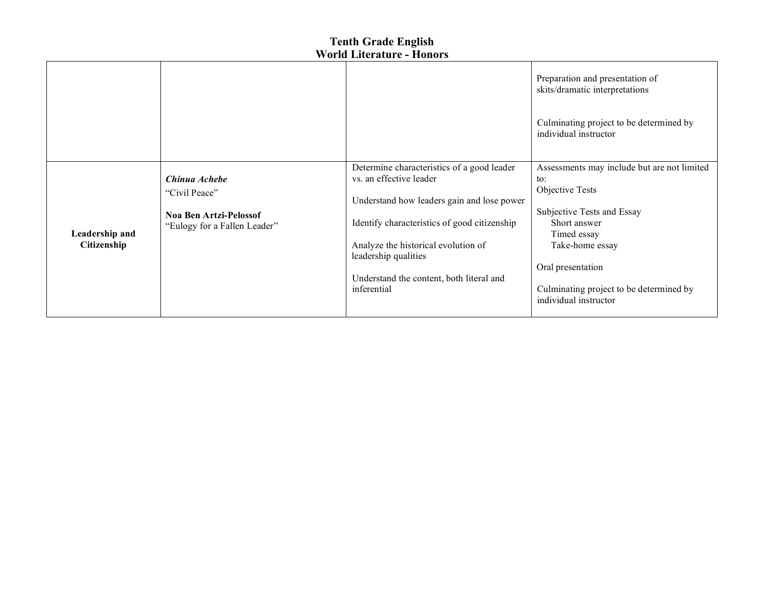# Tenth Grade English
## World Literature - Honors

| | | | |
|---|---|---|---|
| | | | Preparation and presentation of skits/dramatic interpretations<br><br>Culminating project to be determined by individual instructor |
| **Leadership and Citizenship** | ***Chinua Achebe***<br>"Civil Peace"<br><br>**Noa Ben Artzi-Pelossof**<br>"Eulogy for a Fallen Leader" | Determine characteristics of a good leader vs. an effective leader<br><br>Understand how leaders gain and lose power<br><br>Identify characteristics of good citizenship<br><br>Analyze the historical evolution of leadership qualities<br><br>Understand the content, both literal and inferential | Assessments may include but are not limited to:<br>Objective Tests<br><br>Subjective Tests and Essay<br>Short answer<br>Timed essay<br>Take-home essay<br><br>Oral presentation<br><br>Culminating project to be determined by individual instructor |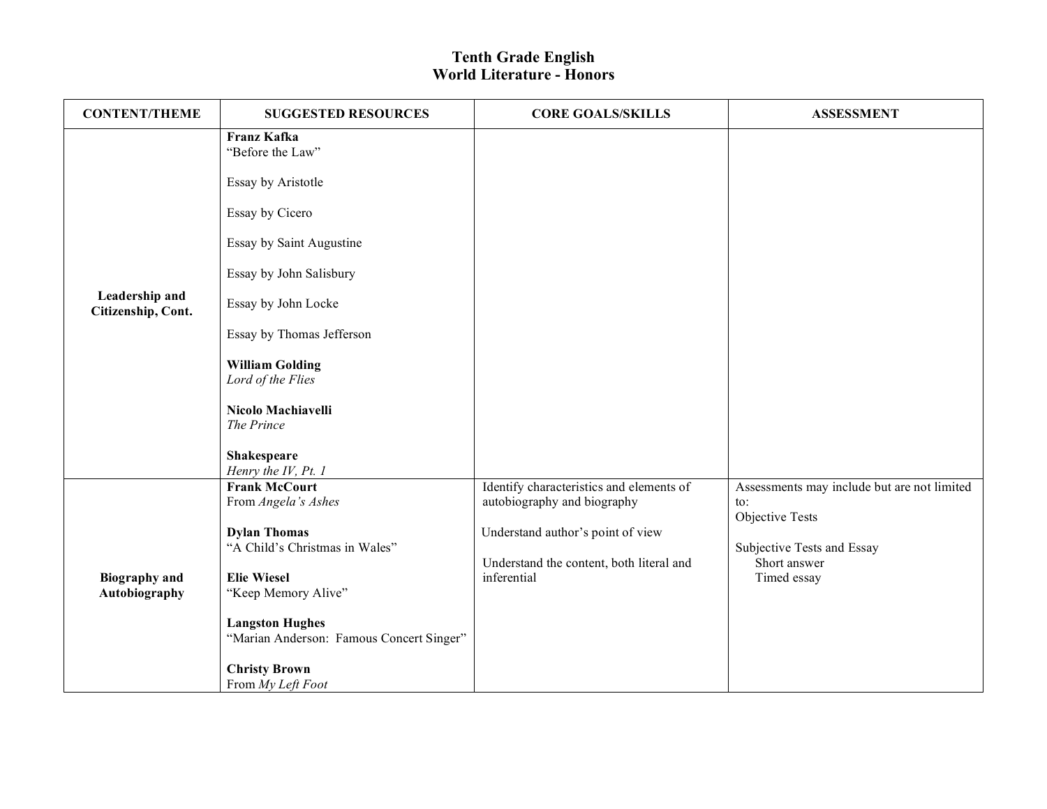# Tenth Grade English
## World Literature - Honors

| CONTENT/THEME | SUGGESTED RESOURCES | CORE GOALS/SKILLS | ASSESSMENT |
|---|---|---|---|
| **Leadership and Citizenship, Cont.** | **Franz Kafka**<br>"Before the Law"<br><br>Essay by Aristotle<br><br>Essay by Cicero<br><br>Essay by Saint Augustine<br><br>Essay by John Salisbury<br><br>Essay by John Locke<br><br>Essay by Thomas Jefferson<br><br>**William Golding**<br>*Lord of the Flies*<br><br>**Nicolo Machiavelli**<br>*The Prince*<br><br>**Shakespeare**<br>*Henry the IV, Pt. 1* | | |
| **Biography and Autobiography** | **Frank McCourt**<br>From *Angela's Ashes*<br><br>**Dylan Thomas**<br>"A Child's Christmas in Wales"<br><br>**Elie Wiesel**<br>"Keep Memory Alive"<br><br>**Langston Hughes**<br>"Marian Anderson: Famous Concert Singer"<br><br>**Christy Brown**<br>From *My Left Foot* | Identify characteristics and elements of autobiography and biography<br><br>Understand author's point of view<br><br>Understand the content, both literal and inferential | Assessments may include but are not limited to:<br>Objective Tests<br><br>Subjective Tests and Essay<br>Short answer<br>Timed essay |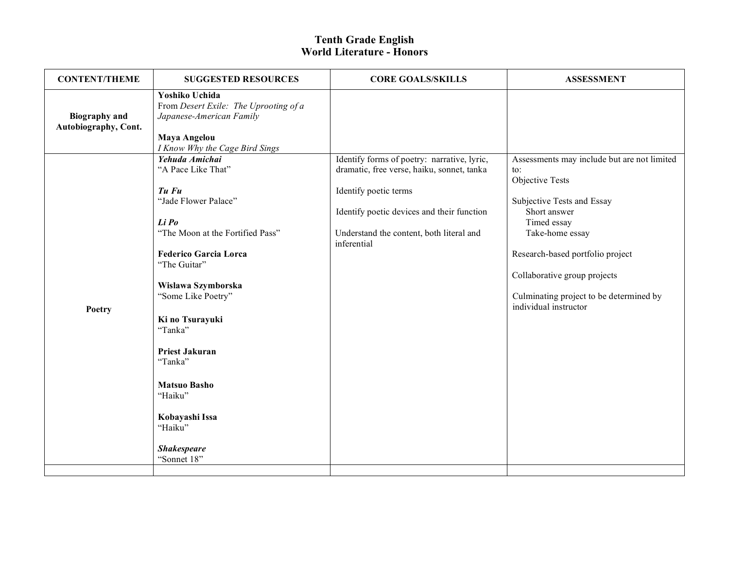# Tenth Grade English
## World Literature - Honors

| CONTENT/THEME | SUGGESTED RESOURCES | CORE GOALS/SKILLS | ASSESSMENT |
|---|---|---|---|
| **Biography and Autobiography, Cont.** | **Yoshiko Uchida**<br>From *Desert Exile: The Uprooting of a Japanese-American Family*<br><br>**Maya Angelou**<br>*I Know Why the Cage Bird Sings* | | |
| **Poetry** | ***Yehuda Amichai***<br>"A Pace Like That"<br><br>***Tu Fu***<br>"Jade Flower Palace"<br><br>***Li Po***<br>"The Moon at the Fortified Pass"<br><br>**Federico Garcia Lorca**<br>"The Guitar"<br><br>**Wislawa Szymborska**<br>"Some Like Poetry"<br><br>**Ki no Tsurayuki**<br>"Tanka"<br><br>**Priest Jakuran**<br>"Tanka"<br><br>**Matsuo Basho**<br>"Haiku"<br><br>**Kobayashi Issa**<br>"Haiku"<br><br>***Shakespeare***<br>"Sonnet 18" | Identify forms of poetry: narrative, lyric, dramatic, free verse, haiku, sonnet, tanka<br><br>Identify poetic terms<br><br>Identify poetic devices and their function<br><br>Understand the content, both literal and inferential | Assessments may include but are not limited to:<br>Objective Tests<br><br>Subjective Tests and Essay<br>Short answer<br>Timed essay<br>Take-home essay<br><br>Research-based portfolio project<br><br>Collaborative group projects<br><br>Culminating project to be determined by individual instructor |
| | | | |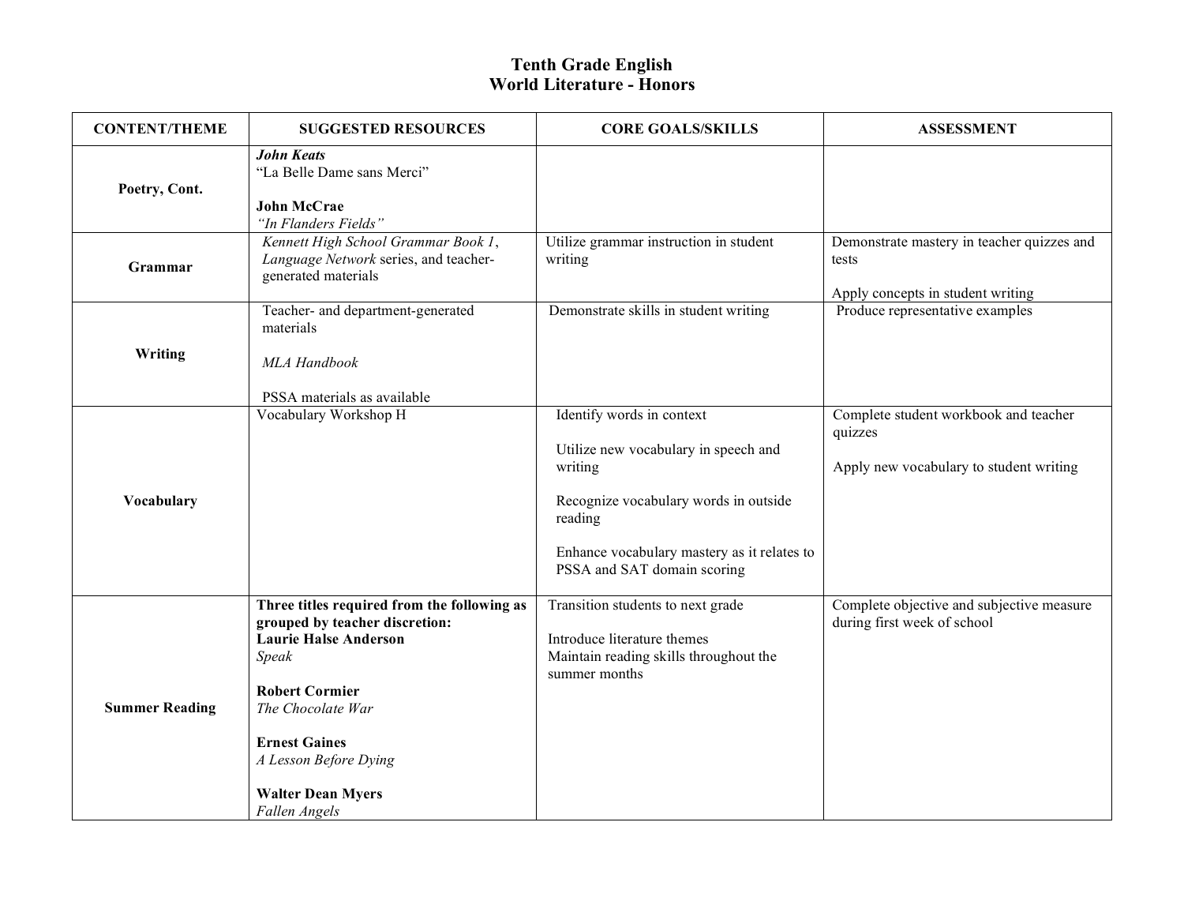# Tenth Grade English
## World Literature - Honors

| CONTENT/THEME | SUGGESTED RESOURCES | CORE GOALS/SKILLS | ASSESSMENT |
|---|---|---|---|
| **Poetry, Cont.** | ***John Keats***<br>"La Belle Dame sans Merci"<br><br>**John McCrae**<br>*"In Flanders Fields"* | | |
| **Grammar** | *Kennett High School Grammar Book 1*, *Language Network* series, and teacher-generated materials | Utilize grammar instruction in student writing | Demonstrate mastery in teacher quizzes and tests<br><br>Apply concepts in student writing |
| **Writing** | Teacher- and department-generated materials<br><br>*MLA Handbook*<br><br>PSSA materials as available | Demonstrate skills in student writing | Produce representative examples |
| **Vocabulary** | Vocabulary Workshop H | Identify words in context<br><br>Utilize new vocabulary in speech and writing<br><br>Recognize vocabulary words in outside reading<br><br>Enhance vocabulary mastery as it relates to PSSA and SAT domain scoring | Complete student workbook and teacher quizzes<br><br>Apply new vocabulary to student writing |
| **Summer Reading** | **Three titles required from the following as grouped by teacher discretion:**<br>**Laurie Halse Anderson**<br>*Speak*<br><br>**Robert Cormier**<br>*The Chocolate War*<br><br>**Ernest Gaines**<br>*A Lesson Before Dying*<br><br>**Walter Dean Myers**<br>*Fallen Angels* | Transition students to next grade<br><br>Introduce literature themes<br>Maintain reading skills throughout the summer months | Complete objective and subjective measure during first week of school |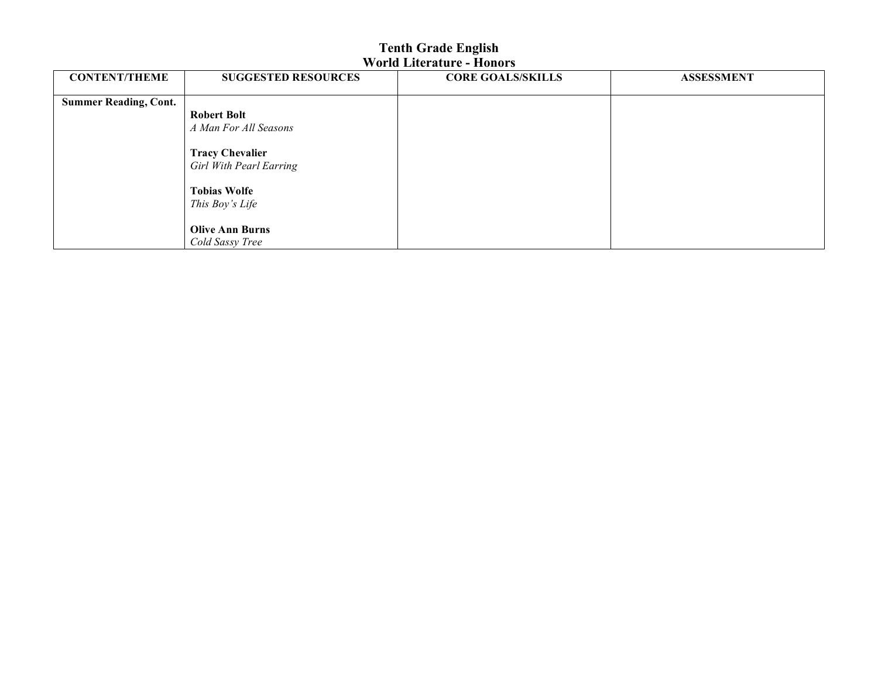# Tenth Grade English
## World Literature - Honors

| CONTENT/THEME | SUGGESTED RESOURCES | CORE GOALS/SKILLS | ASSESSMENT |
|---|---|---|---|
| **Summer Reading, Cont.** | **Robert Bolt**<br>*A Man For All Seasons*<br><br>**Tracy Chevalier**<br>*Girl With Pearl Earring*<br><br>**Tobias Wolfe**<br>*This Boy's Life*<br><br>**Olive Ann Burns**<br>*Cold Sassy Tree* | | |